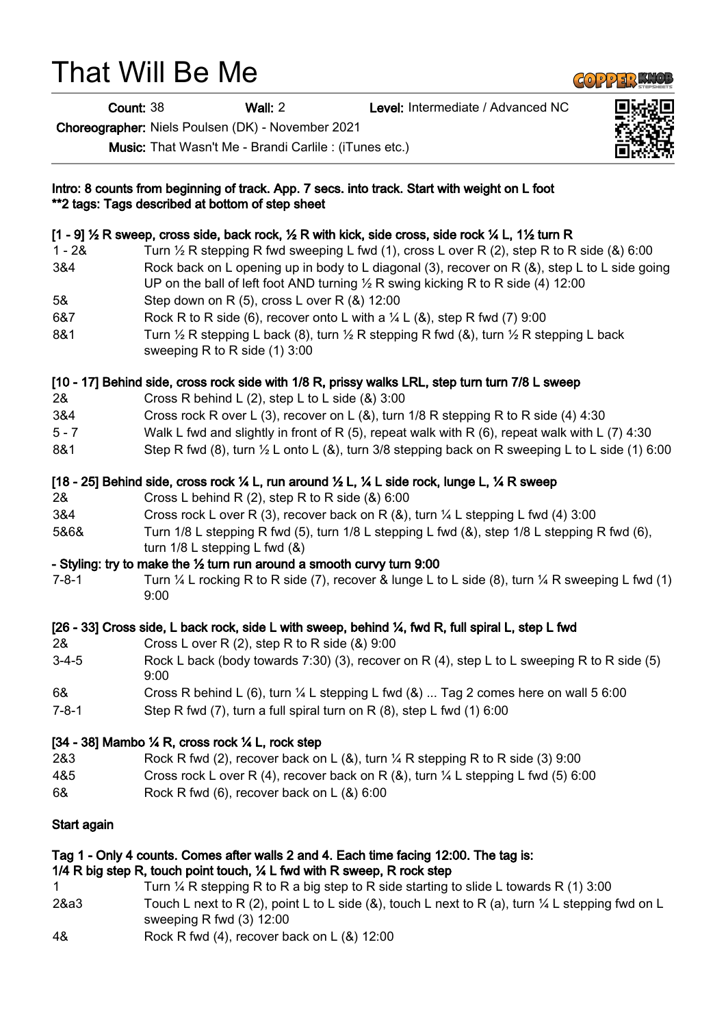# That Will Be Me

**Count:** 38 **Wall:** 2 **Level:** Intermediate / Advanced NC

**Choreographer:** Niels Poulsen (DK) - November 2021

**Music:** That Wasn't Me - Brandi Carlile : (iTunes etc.)

**Intro: 8 counts from beginning of track. App. 7 secs. into track. Start with weight on L foot**
**\*\*2 tags: Tags described at bottom of step sheet**

**[1 - 9] ½ R sweep, cross side, back rock, ½ R with kick, side cross, side rock ¼ L, 1½ turn R**

| | |
|---|---|
| 1 - 2& | Turn ½ R stepping R fwd sweeping L fwd (1), cross L over R (2), step R to R side (&) 6:00 |
| 3&4 | Rock back on L opening up in body to L diagonal (3), recover on R (&), step L to L side going UP on the ball of left foot AND turning ½ R swing kicking R to R side (4) 12:00 |
| 5& | Step down on R (5), cross L over R (&) 12:00 |
| 6&7 | Rock R to R side (6), recover onto L with a ¼ L (&), step R fwd (7) 9:00 |
| 8&1 | Turn ½ R stepping L back (8), turn ½ R stepping R fwd (&), turn ½ R stepping L back sweeping R to R side (1) 3:00 |

**[10 - 17] Behind side, cross rock side with 1/8 R, prissy walks LRL, step turn turn 7/8 L sweep**

| | |
|---|---|
| 2& | Cross R behind L (2), step L to L side (&) 3:00 |
| 3&4 | Cross rock R over L (3), recover on L (&), turn 1/8 R stepping R to R side (4) 4:30 |
| 5 - 7 | Walk L fwd and slightly in front of R (5), repeat walk with R (6), repeat walk with L (7) 4:30 |
| 8&1 | Step R fwd (8), turn ½ L onto L (&), turn 3/8 stepping back on R sweeping L to L side (1) 6:00 |

**[18 - 25] Behind side, cross rock ¼ L, run around ½ L, ¼ L side rock, lunge L, ¼ R sweep**

| | |
|---|---|
| 2& | Cross L behind R (2), step R to R side (&) 6:00 |
| 3&4 | Cross rock L over R (3), recover back on R (&), turn ¼ L stepping L fwd (4) 3:00 |
| 5&6& | Turn 1/8 L stepping R fwd (5), turn 1/8 L stepping L fwd (&), step 1/8 L stepping R fwd (6), turn 1/8 L stepping L fwd (&) |

**- Styling: try to make the ½ turn run around a smooth curvy turn 9:00**

| | |
|---|---|
| 7-8-1 | Turn ¼ L rocking R to R side (7), recover & lunge L to L side (8), turn ¼ R sweeping L fwd (1) 9:00 |

**[26 - 33] Cross side, L back rock, side L with sweep, behind ¼, fwd R, full spiral L, step L fwd**

| | |
|---|---|
| 2& | Cross L over R (2), step R to R side (&) 9:00 |
| 3-4-5 | Rock L back (body towards 7:30) (3), recover on R (4), step L to L sweeping R to R side (5) 9:00 |
| 6& | Cross R behind L (6), turn ¼ L stepping L fwd (&) ... Tag 2 comes here on wall 5 6:00 |
| 7-8-1 | Step R fwd (7), turn a full spiral turn on R (8), step L fwd (1) 6:00 |

**[34 - 38] Mambo ¼ R, cross rock ¼ L, rock step**

| | |
|---|---|
| 2&3 | Rock R fwd (2), recover back on L (&), turn ¼ R stepping R to R side (3) 9:00 |
| 4&5 | Cross rock L over R (4), recover back on R (&), turn ¼ L stepping L fwd (5) 6:00 |
| 6& | Rock R fwd (6), recover back on L (&) 6:00 |

**Start again**

**Tag 1 - Only 4 counts. Comes after walls 2 and 4. Each time facing 12:00. The tag is:**
**1/4 R big step R, touch point touch, ¼ L fwd with R sweep, R rock step**

| | |
|---|---|
| 1 | Turn ¼ R stepping R to R a big step to R side starting to slide L towards R (1) 3:00 |
| 2&a3 | Touch L next to R (2), point L to L side (&), touch L next to R (a), turn ¼ L stepping fwd on L sweeping R fwd (3) 12:00 |
| 4& | Rock R fwd (4), recover back on L (&) 12:00 |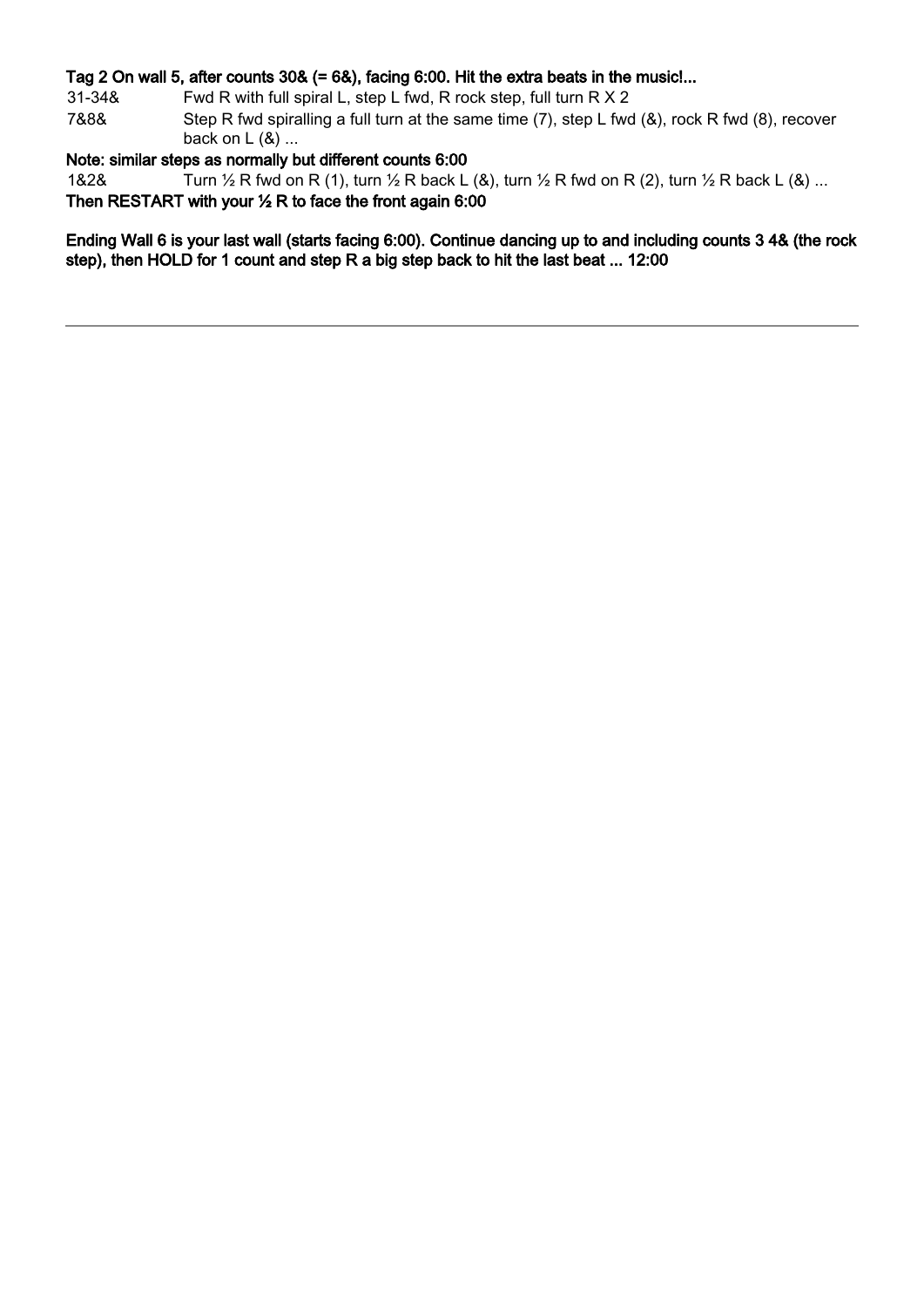**Tag 2 On wall 5, after counts 30& (= 6&), facing 6:00. Hit the extra beats in the music!...**

| | |
|---|---|
| 31-34& | Fwd R with full spiral L, step L fwd, R rock step, full turn R X 2 |
| 7&8& | Step R fwd spiralling a full turn at the same time (7), step L fwd (&), rock R fwd (8), recover back on L (&) ... |

**Note: similar steps as normally but different counts 6:00**

| | |
|---|---|
| 1&2& | Turn ½ R fwd on R (1), turn ½ R back L (&), turn ½ R fwd on R (2), turn ½ R back L (&) ... |

**Then RESTART with your ½ R to face the front again 6:00**

**Ending Wall 6 is your last wall (starts facing 6:00). Continue dancing up to and including counts 3 4& (the rock step), then HOLD for 1 count and step R a big step back to hit the last beat ... 12:00**

---